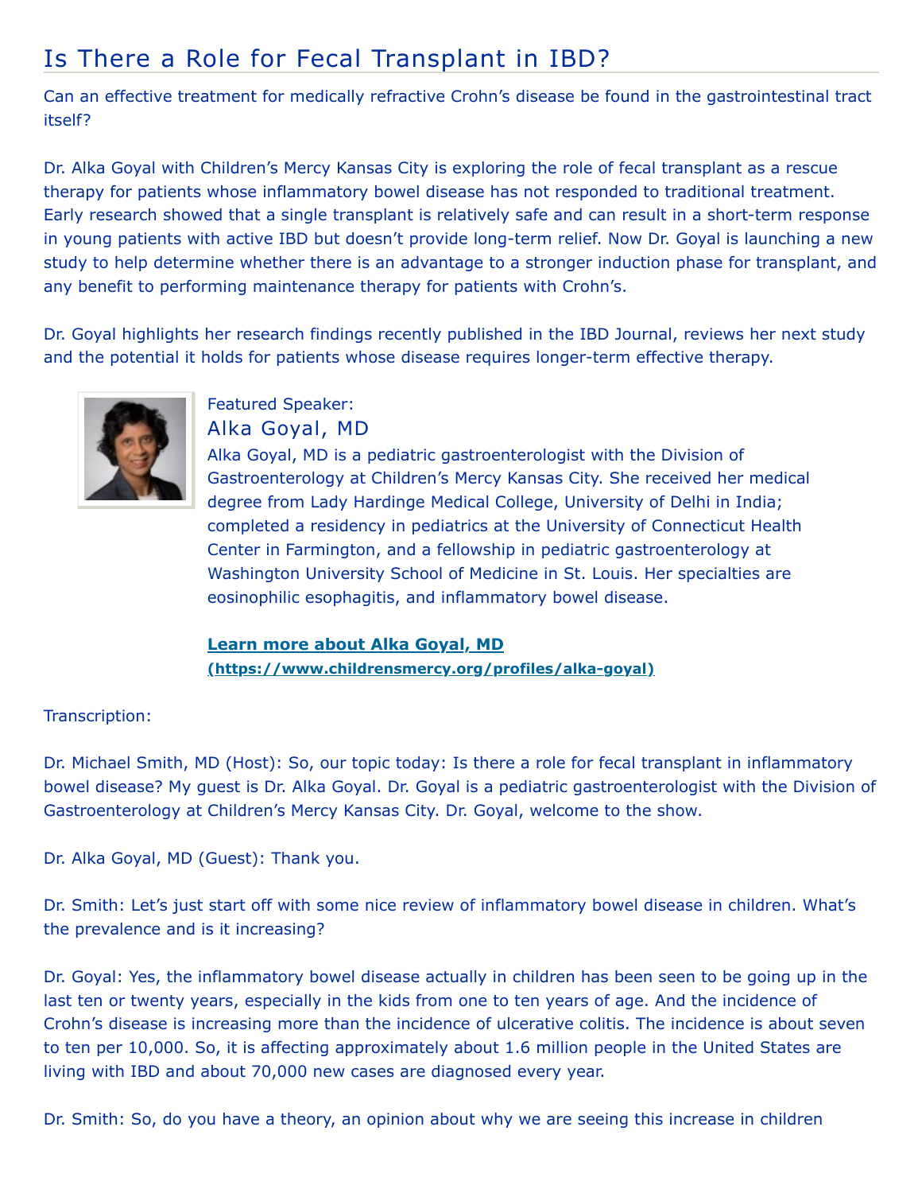# Is There a Role for Fecal Transplant in IBD?

Can an effective treatment for medically refractive Crohn's disease be found in the gastrointestinal tract itself?

Dr. Alka Goyal with Children's Mercy Kansas City is exploring the role of fecal transplant as a rescue therapy for patients whose inflammatory bowel disease has not responded to traditional treatment. Early research showed that a single transplant is relatively safe and can result in a short-term response in young patients with active IBD but doesn't provide long-term relief. Now Dr. Goyal is launching a new study to help determine whether there is an advantage to a stronger induction phase for transplant, and any benefit to performing maintenance therapy for patients with Crohn's.

Dr. Goyal highlights her research findings recently published in the IBD Journal, reviews her next study and the potential it holds for patients whose disease requires longer-term effective therapy.

Featured Speaker:

## Alka Goyal, MD

Alka Goyal, MD is a pediatric gastroenterologist with the Division of Gastroenterology at Children's Mercy Kansas City. She received her medical degree from Lady Hardinge Medical College, University of Delhi in India; completed a residency in pediatrics at the University of Connecticut Health Center in Farmington, and a fellowship in pediatric gastroenterology at Washington University School of Medicine in St. Louis. Her specialties are eosinophilic esophagitis, and inflammatory bowel disease.

[**Learn more about Alka Goyal, MD (https://www.childrensmercy.org/profiles/alka-goyal)**](https://www.childrensmercy.org/profiles/alka-goyal)

Transcription:

Dr. Michael Smith, MD (Host): So, our topic today: Is there a role for fecal transplant in inflammatory bowel disease? My guest is Dr. Alka Goyal. Dr. Goyal is a pediatric gastroenterologist with the Division of Gastroenterology at Children's Mercy Kansas City. Dr. Goyal, welcome to the show.

Dr. Alka Goyal, MD (Guest): Thank you.

Dr. Smith: Let's just start off with some nice review of inflammatory bowel disease in children. What's the prevalence and is it increasing?

Dr. Goyal: Yes, the inflammatory bowel disease actually in children has been seen to be going up in the last ten or twenty years, especially in the kids from one to ten years of age. And the incidence of Crohn's disease is increasing more than the incidence of ulcerative colitis. The incidence is about seven to ten per 10,000. So, it is affecting approximately about 1.6 million people in the United States are living with IBD and about 70,000 new cases are diagnosed every year.

Dr. Smith: So, do you have a theory, an opinion about why we are seeing this increase in children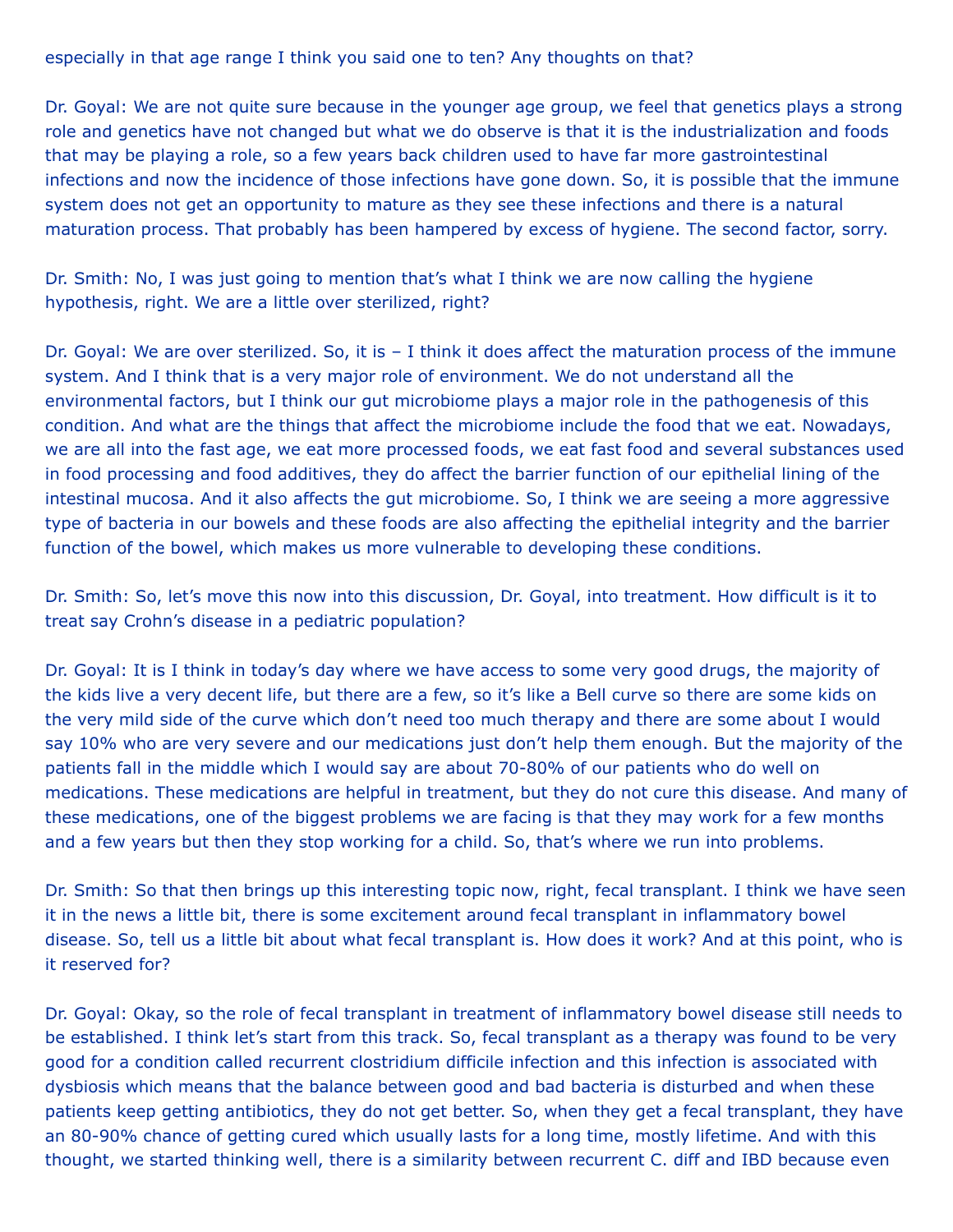especially in that age range I think you said one to ten? Any thoughts on that?

Dr. Goyal: We are not quite sure because in the younger age group, we feel that genetics plays a strong role and genetics have not changed but what we do observe is that it is the industrialization and foods that may be playing a role, so a few years back children used to have far more gastrointestinal infections and now the incidence of those infections have gone down. So, it is possible that the immune system does not get an opportunity to mature as they see these infections and there is a natural maturation process. That probably has been hampered by excess of hygiene. The second factor, sorry.

Dr. Smith: No, I was just going to mention that's what I think we are now calling the hygiene hypothesis, right. We are a little over sterilized, right?

Dr. Goyal: We are over sterilized. So, it is – I think it does affect the maturation process of the immune system. And I think that is a very major role of environment. We do not understand all the environmental factors, but I think our gut microbiome plays a major role in the pathogenesis of this condition. And what are the things that affect the microbiome include the food that we eat. Nowadays, we are all into the fast age, we eat more processed foods, we eat fast food and several substances used in food processing and food additives, they do affect the barrier function of our epithelial lining of the intestinal mucosa. And it also affects the gut microbiome. So, I think we are seeing a more aggressive type of bacteria in our bowels and these foods are also affecting the epithelial integrity and the barrier function of the bowel, which makes us more vulnerable to developing these conditions.

Dr. Smith: So, let's move this now into this discussion, Dr. Goyal, into treatment. How difficult is it to treat say Crohn's disease in a pediatric population?

Dr. Goyal: It is I think in today's day where we have access to some very good drugs, the majority of the kids live a very decent life, but there are a few, so it's like a Bell curve so there are some kids on the very mild side of the curve which don't need too much therapy and there are some about I would say 10% who are very severe and our medications just don't help them enough. But the majority of the patients fall in the middle which I would say are about 70-80% of our patients who do well on medications. These medications are helpful in treatment, but they do not cure this disease. And many of these medications, one of the biggest problems we are facing is that they may work for a few months and a few years but then they stop working for a child. So, that's where we run into problems.

Dr. Smith: So that then brings up this interesting topic now, right, fecal transplant. I think we have seen it in the news a little bit, there is some excitement around fecal transplant in inflammatory bowel disease. So, tell us a little bit about what fecal transplant is. How does it work? And at this point, who is it reserved for?

Dr. Goyal: Okay, so the role of fecal transplant in treatment of inflammatory bowel disease still needs to be established. I think let's start from this track. So, fecal transplant as a therapy was found to be very good for a condition called recurrent clostridium difficile infection and this infection is associated with dysbiosis which means that the balance between good and bad bacteria is disturbed and when these patients keep getting antibiotics, they do not get better. So, when they get a fecal transplant, they have an 80-90% chance of getting cured which usually lasts for a long time, mostly lifetime. And with this thought, we started thinking well, there is a similarity between recurrent C. diff and IBD because even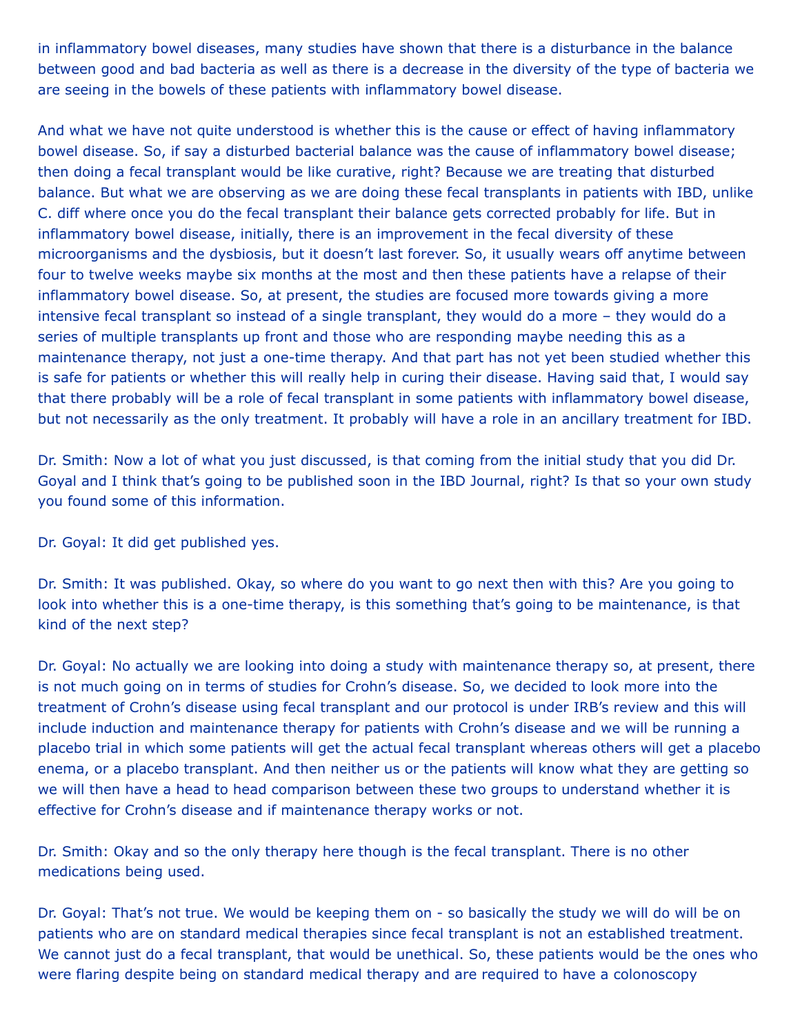in inflammatory bowel diseases, many studies have shown that there is a disturbance in the balance between good and bad bacteria as well as there is a decrease in the diversity of the type of bacteria we are seeing in the bowels of these patients with inflammatory bowel disease.

And what we have not quite understood is whether this is the cause or effect of having inflammatory bowel disease. So, if say a disturbed bacterial balance was the cause of inflammatory bowel disease; then doing a fecal transplant would be like curative, right? Because we are treating that disturbed balance. But what we are observing as we are doing these fecal transplants in patients with IBD, unlike C. diff where once you do the fecal transplant their balance gets corrected probably for life. But in inflammatory bowel disease, initially, there is an improvement in the fecal diversity of these microorganisms and the dysbiosis, but it doesn't last forever. So, it usually wears off anytime between four to twelve weeks maybe six months at the most and then these patients have a relapse of their inflammatory bowel disease. So, at present, the studies are focused more towards giving a more intensive fecal transplant so instead of a single transplant, they would do a more – they would do a series of multiple transplants up front and those who are responding maybe needing this as a maintenance therapy, not just a one-time therapy. And that part has not yet been studied whether this is safe for patients or whether this will really help in curing their disease. Having said that, I would say that there probably will be a role of fecal transplant in some patients with inflammatory bowel disease, but not necessarily as the only treatment. It probably will have a role in an ancillary treatment for IBD.

Dr. Smith: Now a lot of what you just discussed, is that coming from the initial study that you did Dr. Goyal and I think that's going to be published soon in the IBD Journal, right? Is that so your own study you found some of this information.

Dr. Goyal: It did get published yes.

Dr. Smith: It was published. Okay, so where do you want to go next then with this? Are you going to look into whether this is a one-time therapy, is this something that's going to be maintenance, is that kind of the next step?

Dr. Goyal: No actually we are looking into doing a study with maintenance therapy so, at present, there is not much going on in terms of studies for Crohn's disease. So, we decided to look more into the treatment of Crohn's disease using fecal transplant and our protocol is under IRB's review and this will include induction and maintenance therapy for patients with Crohn's disease and we will be running a placebo trial in which some patients will get the actual fecal transplant whereas others will get a placebo enema, or a placebo transplant. And then neither us or the patients will know what they are getting so we will then have a head to head comparison between these two groups to understand whether it is effective for Crohn's disease and if maintenance therapy works or not.

Dr. Smith: Okay and so the only therapy here though is the fecal transplant. There is no other medications being used.

Dr. Goyal: That's not true. We would be keeping them on - so basically the study we will do will be on patients who are on standard medical therapies since fecal transplant is not an established treatment. We cannot just do a fecal transplant, that would be unethical. So, these patients would be the ones who were flaring despite being on standard medical therapy and are required to have a colonoscopy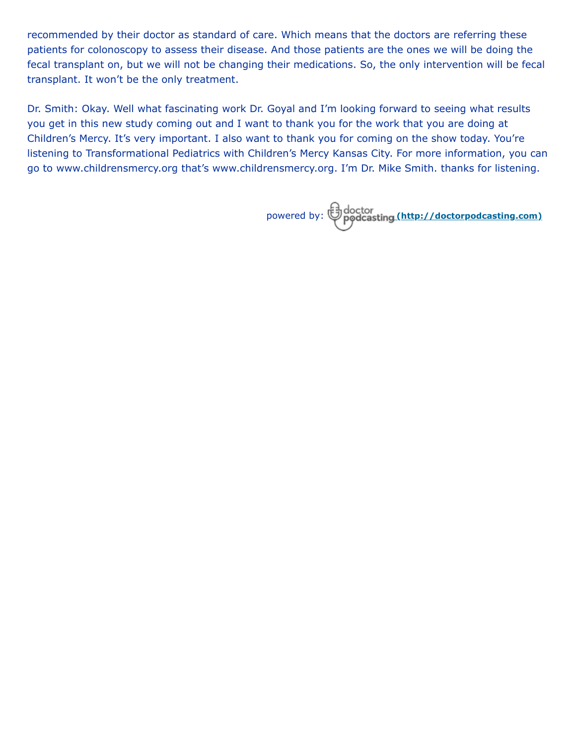recommended by their doctor as standard of care. Which means that the doctors are referring these patients for colonoscopy to assess their disease. And those patients are the ones we will be doing the fecal transplant on, but we will not be changing their medications. So, the only intervention will be fecal transplant. It won't be the only treatment.

Dr. Smith: Okay. Well what fascinating work Dr. Goyal and I'm looking forward to seeing what results you get in this new study coming out and I want to thank you for the work that you are doing at Children's Mercy. It's very important. I also want to thank you for coming on the show today. You're listening to Transformational Pediatrics with Children's Mercy Kansas City. For more information, you can go to www.childrensmercy.org that's www.childrensmercy.org. I'm Dr. Mike Smith. thanks for listening.

powered by: doctor podcasting (http://doctorpodcasting.com)